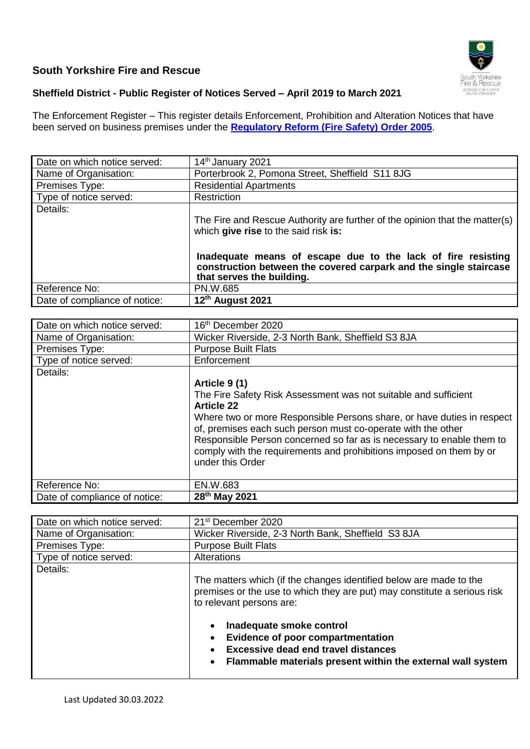## South Yorkshire Fire and Rescue

### Sheffield District - Public Register of Notices Served – April 2019 to March 2021

The Enforcement Register – This register details Enforcement, Prohibition and Alteration Notices that have been served on business premises under the **Regulatory Reform (Fire Safety) Order 2005**.

| Date on which notice served: | 14th January 2021 |
|---|---|
| Name of Organisation: | Porterbrook 2, Pomona Street, Sheffield S11 8JG |
| Premises Type: | Residential Apartments |
| Type of notice served: | Restriction |
| Details: | The Fire and Rescue Authority are further of the opinion that the matter(s) which **give rise** to the said risk **is:** <br><br> **Inadequate means of escape due to the lack of fire resisting construction between the covered carpark and the single staircase that serves the building.** |
| Reference No: | PN.W.685 |
| Date of compliance of notice: | **12th August 2021** |

| Date on which notice served: | 16th December 2020 |
|---|---|
| Name of Organisation: | Wicker Riverside, 2-3 North Bank, Sheffield S3 8JA |
| Premises Type: | Purpose Built Flats |
| Type of notice served: | Enforcement |
| Details: | **Article 9 (1)** <br> The Fire Safety Risk Assessment was not suitable and sufficient <br> **Article 22** <br> Where two or more Responsible Persons share, or have duties in respect of, premises each such person must co-operate with the other Responsible Person concerned so far as is necessary to enable them to comply with the requirements and prohibitions imposed on them by or under this Order |
| Reference No: | EN.W.683 |
| Date of compliance of notice: | **28th May 2021** |

| Date on which notice served: | 21st December 2020 |
|---|---|
| Name of Organisation: | Wicker Riverside, 2-3 North Bank, Sheffield S3 8JA |
| Premises Type: | Purpose Built Flats |
| Type of notice served: | Alterations |
| Details: | The matters which (if the changes identified below are made to the premises or the use to which they are put) may constitute a serious risk to relevant persons are: <br><br> • **Inadequate smoke control** <br> • **Evidence of poor compartmentation** <br> • **Excessive dead end travel distances** <br> • **Flammable materials present within the external wall system** |

Last Updated 30.03.2022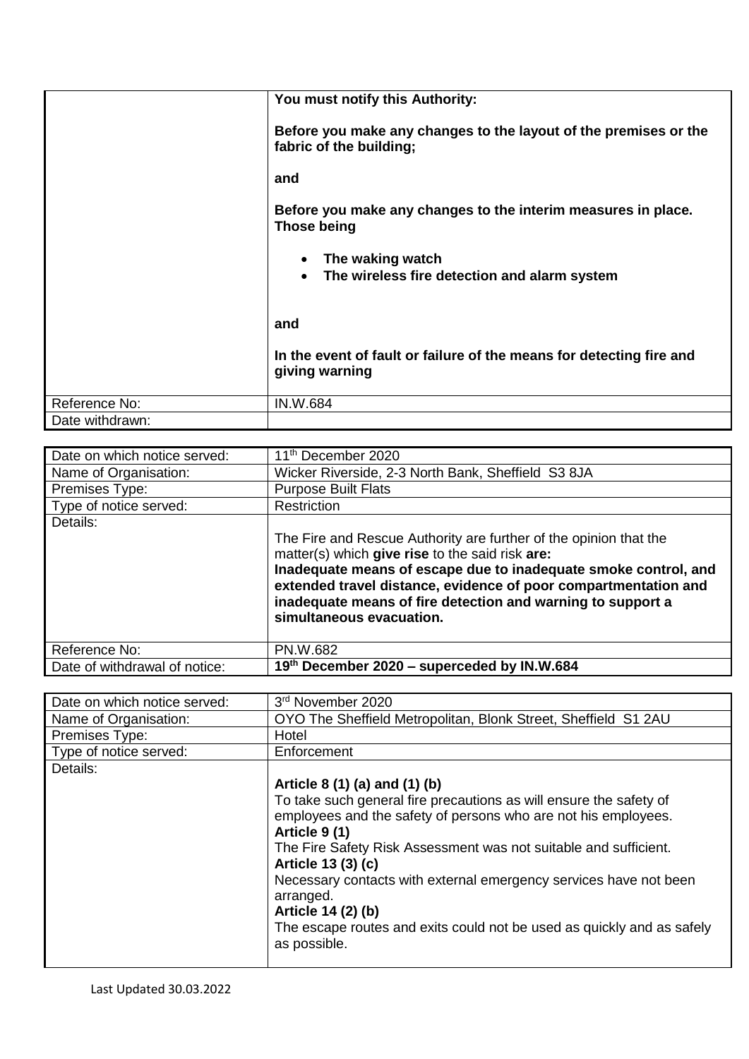| | |
|---|---|
| | **You must notify this Authority:**<br><br>**Before you make any changes to the layout of the premises or the fabric of the building;**<br><br>**and**<br><br>**Before you make any changes to the interim measures in place. Those being**<br><br>• **The waking watch**<br>• **The wireless fire detection and alarm system**<br><br>**and**<br><br>**In the event of fault or failure of the means for detecting fire and giving warning** |
| Reference No: | IN.W.684 |
| Date withdrawn: | |

| | |
|---|---|
| Date on which notice served: | 11th December 2020 |
| Name of Organisation: | Wicker Riverside, 2-3 North Bank, Sheffield S3 8JA |
| Premises Type: | Purpose Built Flats |
| Type of notice served: | Restriction |
| Details: | The Fire and Rescue Authority are further of the opinion that the matter(s) which **give rise** to the said risk **are:**<br>**Inadequate means of escape due to inadequate smoke control, and extended travel distance, evidence of poor compartmentation and inadequate means of fire detection and warning to support a simultaneous evacuation.** |
| Reference No: | PN.W.682 |
| Date of withdrawal of notice: | **19th December 2020 – superceded by IN.W.684** |

| | |
|---|---|
| Date on which notice served: | 3rd November 2020 |
| Name of Organisation: | OYO The Sheffield Metropolitan, Blonk Street, Sheffield S1 2AU |
| Premises Type: | Hotel |
| Type of notice served: | Enforcement |
| Details: | **Article 8 (1) (a) and (1) (b)**<br>To take such general fire precautions as will ensure the safety of employees and the safety of persons who are not his employees.<br>**Article 9 (1)**<br>The Fire Safety Risk Assessment was not suitable and sufficient.<br>**Article 13 (3) (c)**<br>Necessary contacts with external emergency services have not been arranged.<br>**Article 14 (2) (b)**<br>The escape routes and exits could not be used as quickly and as safely as possible. |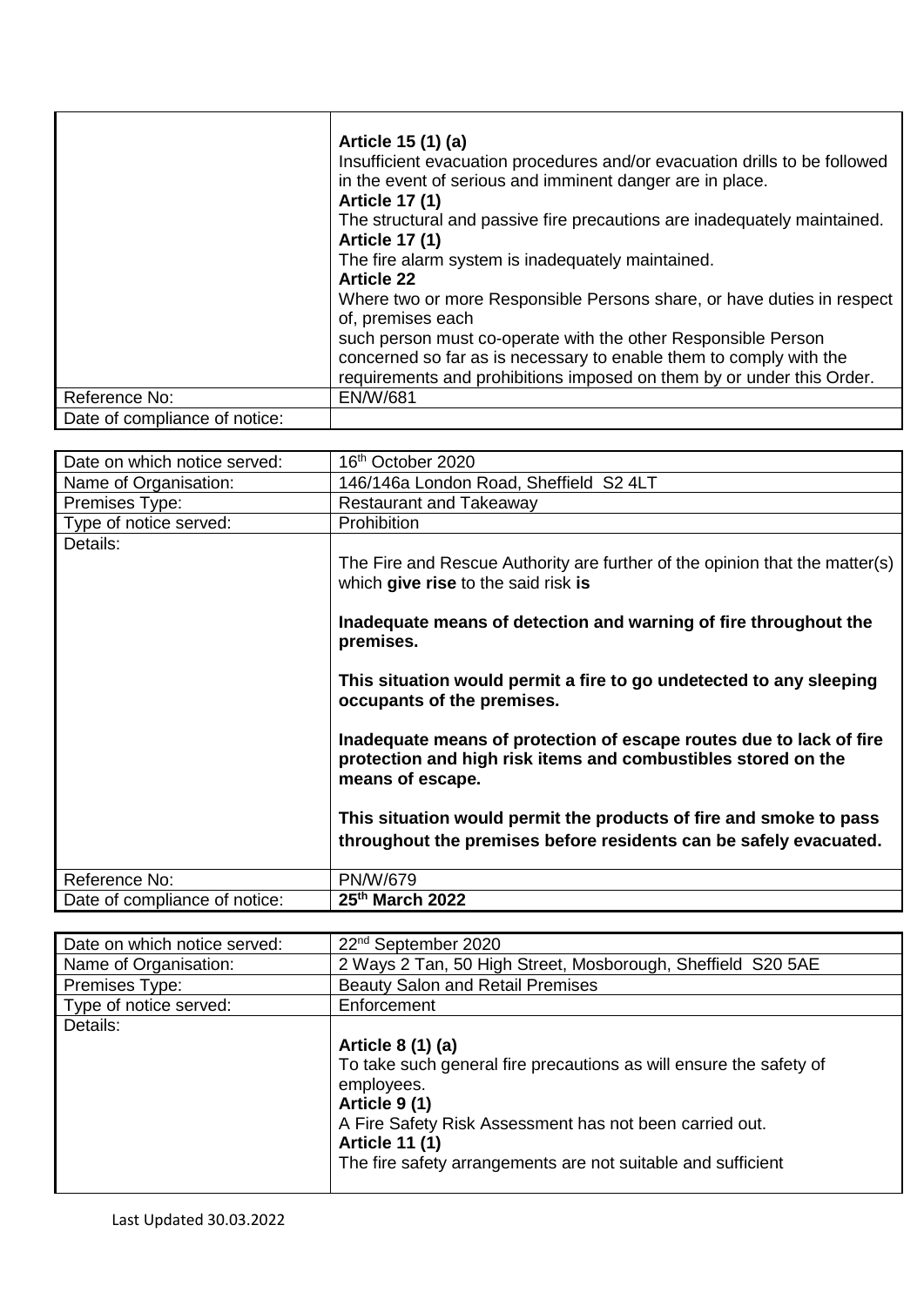| | |
|---|---|
| | **Article 15 (1) (a)**<br>Insufficient evacuation procedures and/or evacuation drills to be followed in the event of serious and imminent danger are in place.<br>**Article 17 (1)**<br>The structural and passive fire precautions are inadequately maintained.<br>**Article 17 (1)**<br>The fire alarm system is inadequately maintained.<br>**Article 22**<br>Where two or more Responsible Persons share, or have duties in respect of, premises each<br>such person must co-operate with the other Responsible Person concerned so far as is necessary to enable them to comply with the requirements and prohibitions imposed on them by or under this Order. |
| Reference No: | EN/W/681 |
| Date of compliance of notice: | |

| | |
|---|---|
| Date on which notice served: | 16th October 2020 |
| Name of Organisation: | 146/146a London Road, Sheffield S2 4LT |
| Premises Type: | Restaurant and Takeaway |
| Type of notice served: | Prohibition |
| Details: | The Fire and Rescue Authority are further of the opinion that the matter(s) which **give rise** to the said risk **is**<br><br>**Inadequate means of detection and warning of fire throughout the premises.**<br><br>**This situation would permit a fire to go undetected to any sleeping occupants of the premises.**<br><br>**Inadequate means of protection of escape routes due to lack of fire protection and high risk items and combustibles stored on the means of escape.**<br><br>**This situation would permit the products of fire and smoke to pass throughout the premises before residents can be safely evacuated.** |
| Reference No: | PN/W/679 |
| Date of compliance of notice: | **25th March 2022** |

| | |
|---|---|
| Date on which notice served: | 22nd September 2020 |
| Name of Organisation: | 2 Ways 2 Tan, 50 High Street, Mosborough, Sheffield S20 5AE |
| Premises Type: | Beauty Salon and Retail Premises |
| Type of notice served: | Enforcement |
| Details: | **Article 8 (1) (a)**<br>To take such general fire precautions as will ensure the safety of employees.<br>**Article 9 (1)**<br>A Fire Safety Risk Assessment has not been carried out.<br>**Article 11 (1)**<br>The fire safety arrangements are not suitable and sufficient |

Last Updated 30.03.2022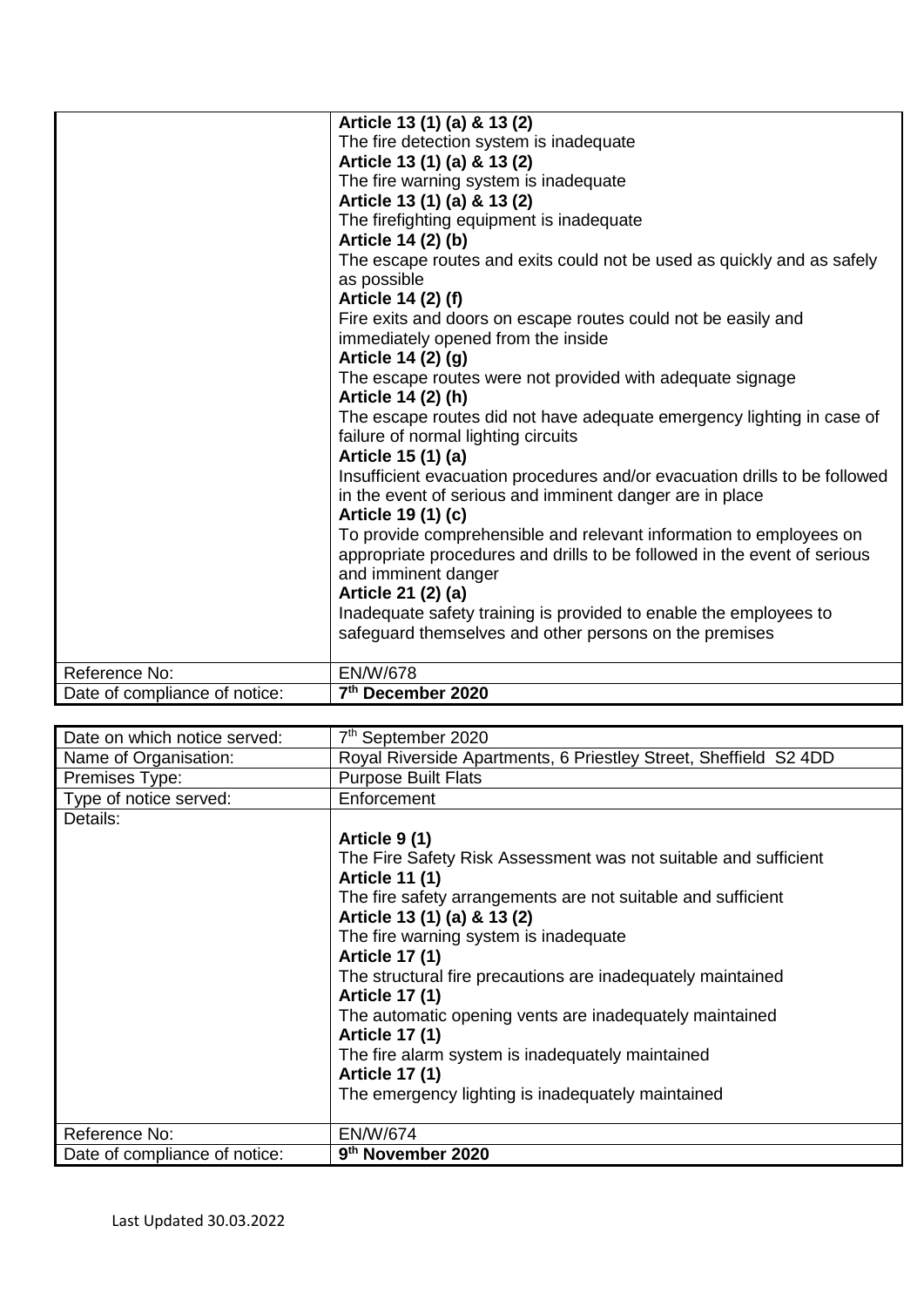|  |  |
|---|---|
|  | **Article 13 (1) (a) & 13 (2)**<br>The fire detection system is inadequate<br>**Article 13 (1) (a) & 13 (2)**<br>The fire warning system is inadequate<br>**Article 13 (1) (a) & 13 (2)**<br>The firefighting equipment is inadequate<br>**Article 14 (2) (b)**<br>The escape routes and exits could not be used as quickly and as safely as possible<br>**Article 14 (2) (f)**<br>Fire exits and doors on escape routes could not be easily and immediately opened from the inside<br>**Article 14 (2) (g)**<br>The escape routes were not provided with adequate signage<br>**Article 14 (2) (h)**<br>The escape routes did not have adequate emergency lighting in case of failure of normal lighting circuits<br>**Article 15 (1) (a)**<br>Insufficient evacuation procedures and/or evacuation drills to be followed in the event of serious and imminent danger are in place<br>**Article 19 (1) (c)**<br>To provide comprehensible and relevant information to employees on appropriate procedures and drills to be followed in the event of serious and imminent danger<br>**Article 21 (2) (a)**<br>Inadequate safety training is provided to enable the employees to safeguard themselves and other persons on the premises |
| Reference No: | EN/W/678 |
| Date of compliance of notice: | **7th December 2020** |

|  |  |
|---|---|
| Date on which notice served: | 7th September 2020 |
| Name of Organisation: | Royal Riverside Apartments, 6 Priestley Street, Sheffield S2 4DD |
| Premises Type: | Purpose Built Flats |
| Type of notice served: | Enforcement |
| Details: | **Article 9 (1)**<br>The Fire Safety Risk Assessment was not suitable and sufficient<br>**Article 11 (1)**<br>The fire safety arrangements are not suitable and sufficient<br>**Article 13 (1) (a) & 13 (2)**<br>The fire warning system is inadequate<br>**Article 17 (1)**<br>The structural fire precautions are inadequately maintained<br>**Article 17 (1)**<br>The automatic opening vents are inadequately maintained<br>**Article 17 (1)**<br>The fire alarm system is inadequately maintained<br>**Article 17 (1)**<br>The emergency lighting is inadequately maintained |
| Reference No: | EN/W/674 |
| Date of compliance of notice: | **9th November 2020** |

Last Updated 30.03.2022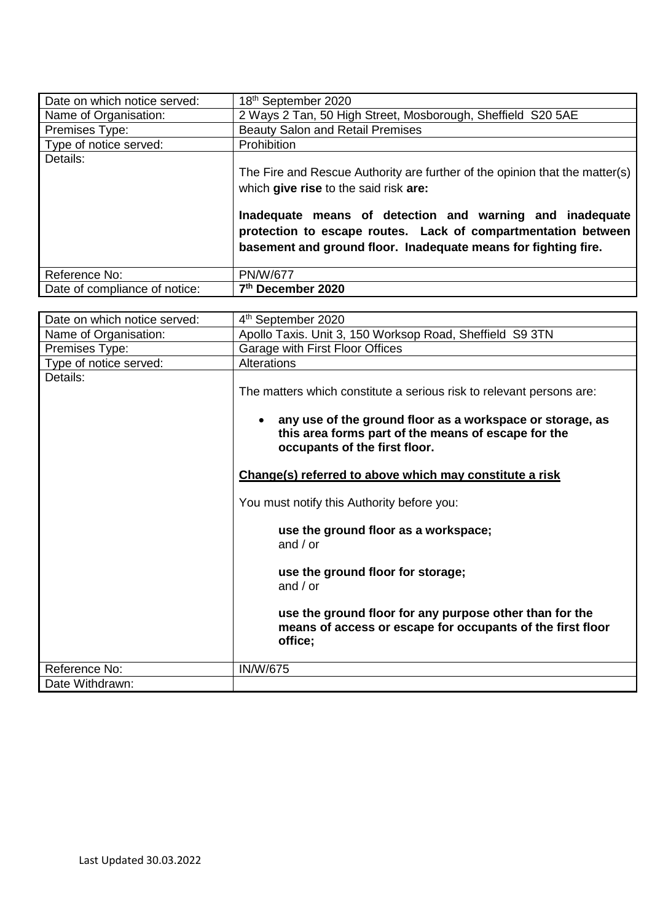| Date on which notice served: | 18th September 2020 |
|---|---|
| Name of Organisation: | 2 Ways 2 Tan, 50 High Street, Mosborough, Sheffield S20 5AE |
| Premises Type: | Beauty Salon and Retail Premises |
| Type of notice served: | Prohibition |
| Details: | The Fire and Rescue Authority are further of the opinion that the matter(s) which **give rise** to the said risk **are:**<br><br>**Inadequate means of detection and warning and inadequate protection to escape routes. Lack of compartmentation between basement and ground floor. Inadequate means for fighting fire.** |
| Reference No: | PN/W/677 |
| Date of compliance of notice: | **7th December 2020** |

| Date on which notice served: | 4th September 2020 |
|---|---|
| Name of Organisation: | Apollo Taxis. Unit 3, 150 Worksop Road, Sheffield S9 3TN |
| Premises Type: | Garage with First Floor Offices |
| Type of notice served: | Alterations |
| Details: | The matters which constitute a serious risk to relevant persons are:<br><br>• **any use of the ground floor as a workspace or storage, as this area forms part of the means of escape for the occupants of the first floor.**<br><br>**Change(s) referred to above which may constitute a risk**<br><br>You must notify this Authority before you:<br><br>**use the ground floor as a workspace;**<br>and / or<br><br>**use the ground floor for storage;**<br>and / or<br><br>**use the ground floor for any purpose other than for the means of access or escape for occupants of the first floor office;** |
| Reference No: | IN/W/675 |
| Date Withdrawn: | |

Last Updated 30.03.2022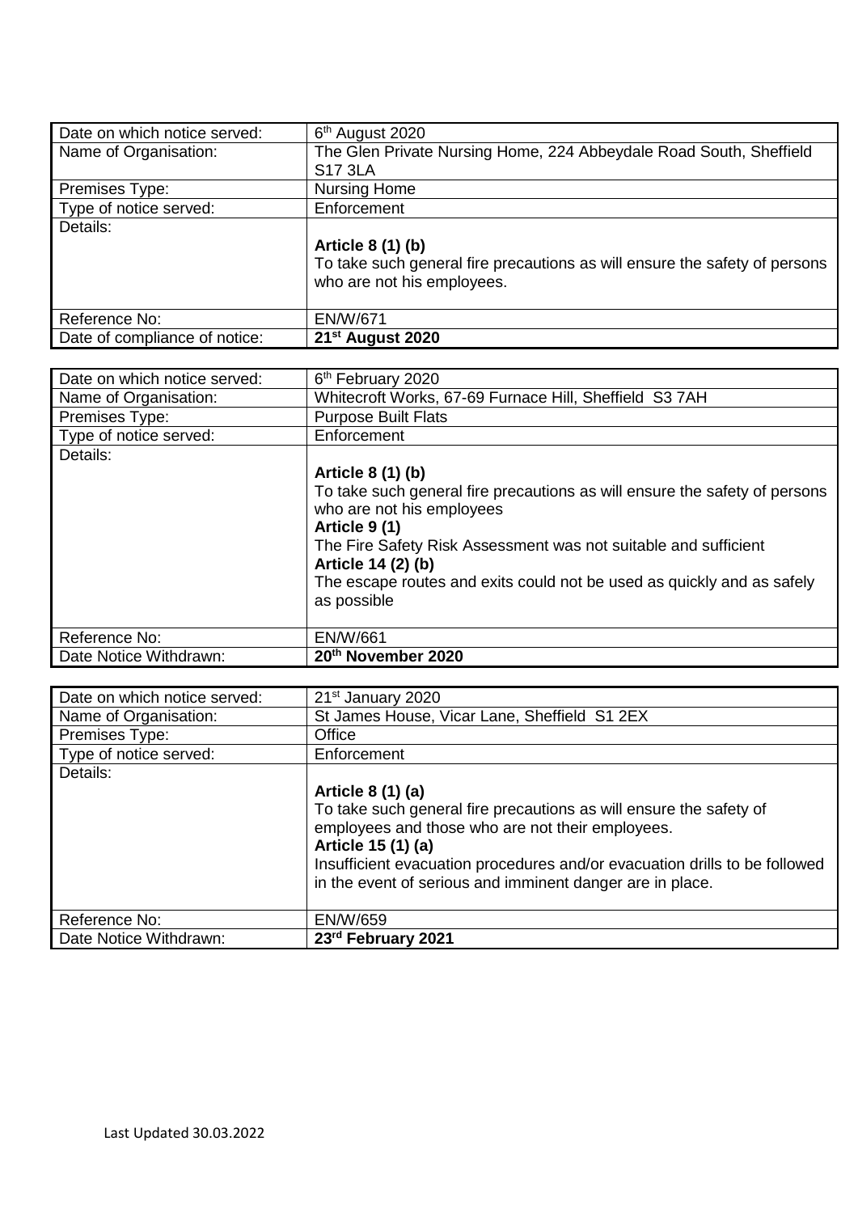| Date on which notice served: | 6th August 2020 |
|---|---|
| Name of Organisation: | The Glen Private Nursing Home, 224 Abbeydale Road South, Sheffield S17 3LA |
| Premises Type: | Nursing Home |
| Type of notice served: | Enforcement |
| Details: | **Article 8 (1) (b)**<br>To take such general fire precautions as will ensure the safety of persons who are not his employees. |
| Reference No: | EN/W/671 |
| Date of compliance of notice: | **21st August 2020** |

| Date on which notice served: | 6th February 2020 |
|---|---|
| Name of Organisation: | Whitecroft Works, 67-69 Furnace Hill, Sheffield S3 7AH |
| Premises Type: | Purpose Built Flats |
| Type of notice served: | Enforcement |
| Details: | **Article 8 (1) (b)**<br>To take such general fire precautions as will ensure the safety of persons who are not his employees<br>**Article 9 (1)**<br>The Fire Safety Risk Assessment was not suitable and sufficient<br>**Article 14 (2) (b)**<br>The escape routes and exits could not be used as quickly and as safely as possible |
| Reference No: | EN/W/661 |
| Date Notice Withdrawn: | **20th November 2020** |

| Date on which notice served: | 21st January 2020 |
|---|---|
| Name of Organisation: | St James House, Vicar Lane, Sheffield S1 2EX |
| Premises Type: | Office |
| Type of notice served: | Enforcement |
| Details: | **Article 8 (1) (a)**<br>To take such general fire precautions as will ensure the safety of employees and those who are not their employees.<br>**Article 15 (1) (a)**<br>Insufficient evacuation procedures and/or evacuation drills to be followed in the event of serious and imminent danger are in place. |
| Reference No: | EN/W/659 |
| Date Notice Withdrawn: | **23rd February 2021** |

Last Updated 30.03.2022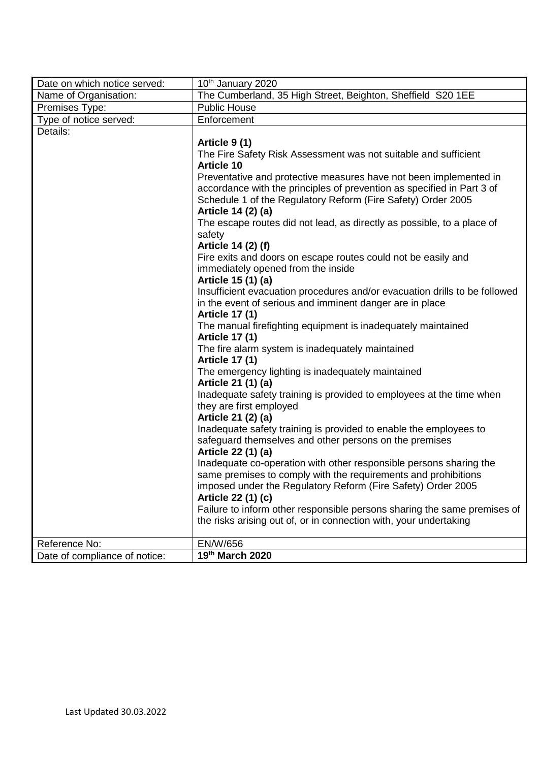| Date on which notice served: | 10th January 2020 |
|---|---|
| Name of Organisation: | The Cumberland, 35 High Street, Beighton, Sheffield S20 1EE |
| Premises Type: | Public House |
| Type of notice served: | Enforcement |
| Details: | **Article 9 (1)**<br>The Fire Safety Risk Assessment was not suitable and sufficient<br>**Article 10**<br>Preventative and protective measures have not been implemented in accordance with the principles of prevention as specified in Part 3 of Schedule 1 of the Regulatory Reform (Fire Safety) Order 2005<br>**Article 14 (2) (a)**<br>The escape routes did not lead, as directly as possible, to a place of safety<br>**Article 14 (2) (f)**<br>Fire exits and doors on escape routes could not be easily and immediately opened from the inside<br>**Article 15 (1) (a)**<br>Insufficient evacuation procedures and/or evacuation drills to be followed in the event of serious and imminent danger are in place<br>**Article 17 (1)**<br>The manual firefighting equipment is inadequately maintained<br>**Article 17 (1)**<br>The fire alarm system is inadequately maintained<br>**Article 17 (1)**<br>The emergency lighting is inadequately maintained<br>**Article 21 (1) (a)**<br>Inadequate safety training is provided to employees at the time when they are first employed<br>**Article 21 (2) (a)**<br>Inadequate safety training is provided to enable the employees to safeguard themselves and other persons on the premises<br>**Article 22 (1) (a)**<br>Inadequate co-operation with other responsible persons sharing the same premises to comply with the requirements and prohibitions imposed under the Regulatory Reform (Fire Safety) Order 2005<br>**Article 22 (1) (c)**<br>Failure to inform other responsible persons sharing the same premises of the risks arising out of, or in connection with, your undertaking |
| Reference No: | EN/W/656 |
| Date of compliance of notice: | **19th March 2020** |

Last Updated 30.03.2022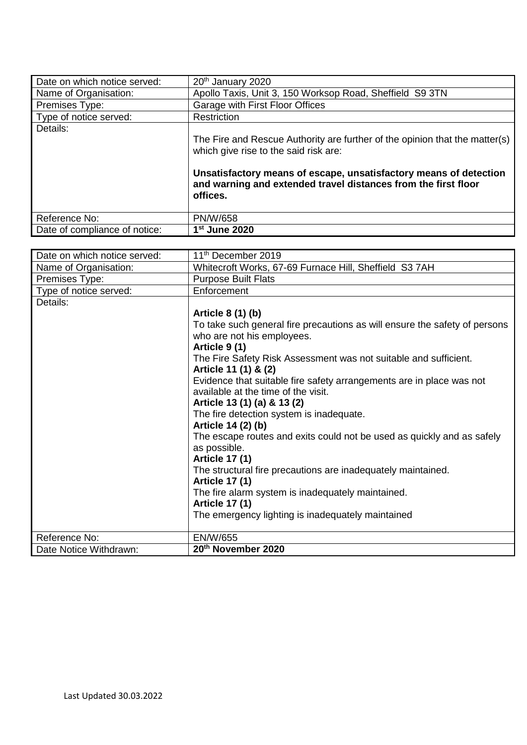| Date on which notice served: | 20th January 2020 |
|---|---|
| Name of Organisation: | Apollo Taxis, Unit 3, 150 Worksop Road, Sheffield S9 3TN |
| Premises Type: | Garage with First Floor Offices |
| Type of notice served: | Restriction |
| Details: | The Fire and Rescue Authority are further of the opinion that the matter(s) which give rise to the said risk are:<br><br>**Unsatisfactory means of escape, unsatisfactory means of detection and warning and extended travel distances from the first floor offices.** |
| Reference No: | PN/W/658 |
| Date of compliance of notice: | **1st June 2020** |

| Date on which notice served: | 11th December 2019 |
|---|---|
| Name of Organisation: | Whitecroft Works, 67-69 Furnace Hill, Sheffield S3 7AH |
| Premises Type: | Purpose Built Flats |
| Type of notice served: | Enforcement |
| Details: | **Article 8 (1) (b)**<br>To take such general fire precautions as will ensure the safety of persons who are not his employees.<br>**Article 9 (1)**<br>The Fire Safety Risk Assessment was not suitable and sufficient.<br>**Article 11 (1) & (2)**<br>Evidence that suitable fire safety arrangements are in place was not available at the time of the visit.<br>**Article 13 (1) (a) & 13 (2)**<br>The fire detection system is inadequate.<br>**Article 14 (2) (b)**<br>The escape routes and exits could not be used as quickly and as safely as possible.<br>**Article 17 (1)**<br>The structural fire precautions are inadequately maintained.<br>**Article 17 (1)**<br>The fire alarm system is inadequately maintained.<br>**Article 17 (1)**<br>The emergency lighting is inadequately maintained |
| Reference No: | EN/W/655 |
| Date Notice Withdrawn: | **20th November 2020** |

Last Updated 30.03.2022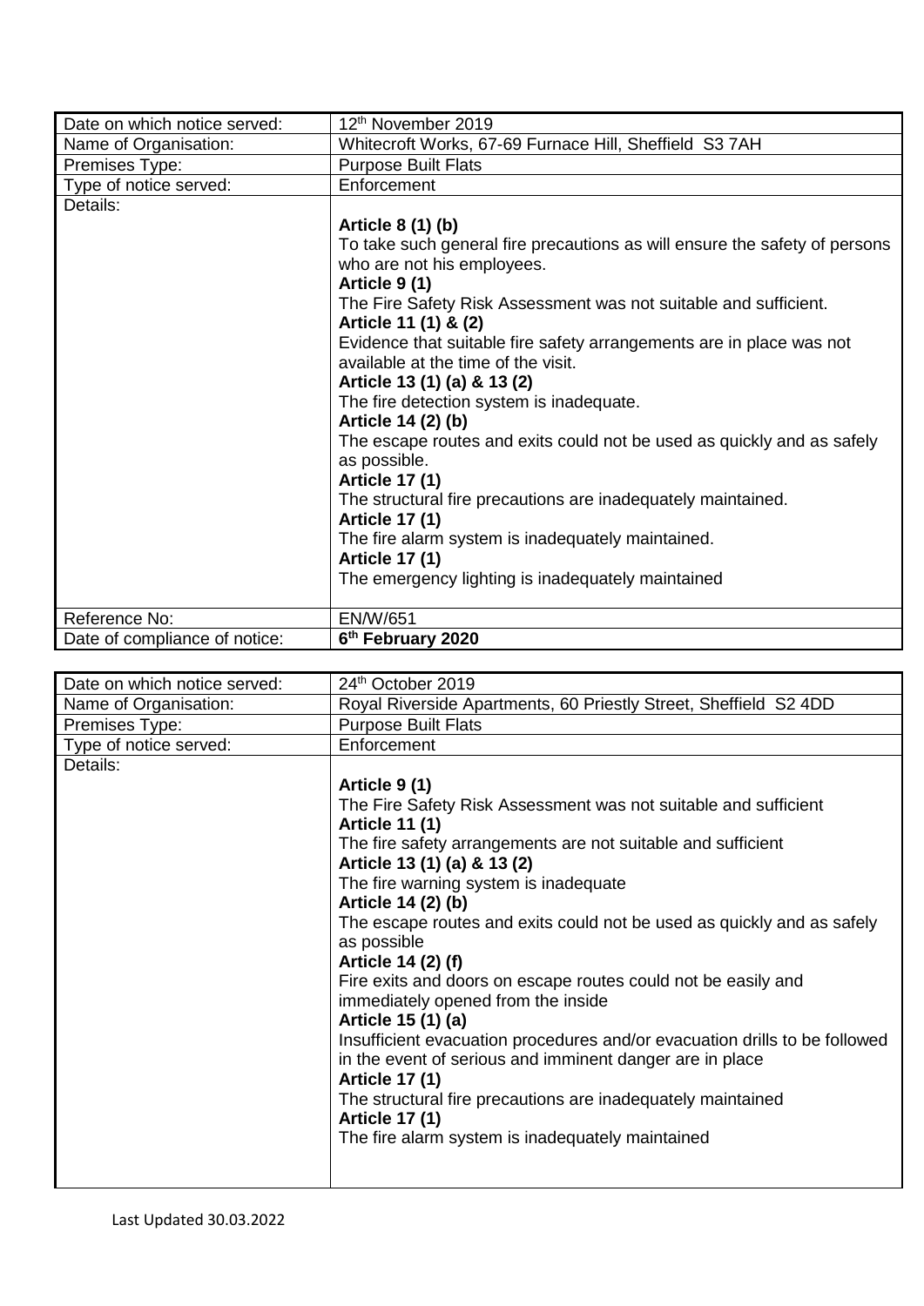| Date on which notice served: | 12th November 2019 |
|---|---|
| Name of Organisation: | Whitecroft Works, 67-69 Furnace Hill, Sheffield S3 7AH |
| Premises Type: | Purpose Built Flats |
| Type of notice served: | Enforcement |
| Details: | **Article 8 (1) (b)**<br>To take such general fire precautions as will ensure the safety of persons who are not his employees.<br>**Article 9 (1)**<br>The Fire Safety Risk Assessment was not suitable and sufficient.<br>**Article 11 (1) & (2)**<br>Evidence that suitable fire safety arrangements are in place was not available at the time of the visit.<br>**Article 13 (1) (a) & 13 (2)**<br>The fire detection system is inadequate.<br>**Article 14 (2) (b)**<br>The escape routes and exits could not be used as quickly and as safely as possible.<br>**Article 17 (1)**<br>The structural fire precautions are inadequately maintained.<br>**Article 17 (1)**<br>The fire alarm system is inadequately maintained.<br>**Article 17 (1)**<br>The emergency lighting is inadequately maintained |
| Reference No: | EN/W/651 |
| Date of compliance of notice: | **6th February 2020** |

| Date on which notice served: | 24th October 2019 |
|---|---|
| Name of Organisation: | Royal Riverside Apartments, 60 Priestly Street, Sheffield S2 4DD |
| Premises Type: | Purpose Built Flats |
| Type of notice served: | Enforcement |
| Details: | **Article 9 (1)**<br>The Fire Safety Risk Assessment was not suitable and sufficient<br>**Article 11 (1)**<br>The fire safety arrangements are not suitable and sufficient<br>**Article 13 (1) (a) & 13 (2)**<br>The fire warning system is inadequate<br>**Article 14 (2) (b)**<br>The escape routes and exits could not be used as quickly and as safely as possible<br>**Article 14 (2) (f)**<br>Fire exits and doors on escape routes could not be easily and immediately opened from the inside<br>**Article 15 (1) (a)**<br>Insufficient evacuation procedures and/or evacuation drills to be followed in the event of serious and imminent danger are in place<br>**Article 17 (1)**<br>The structural fire precautions are inadequately maintained<br>**Article 17 (1)**<br>The fire alarm system is inadequately maintained |

Last Updated 30.03.2022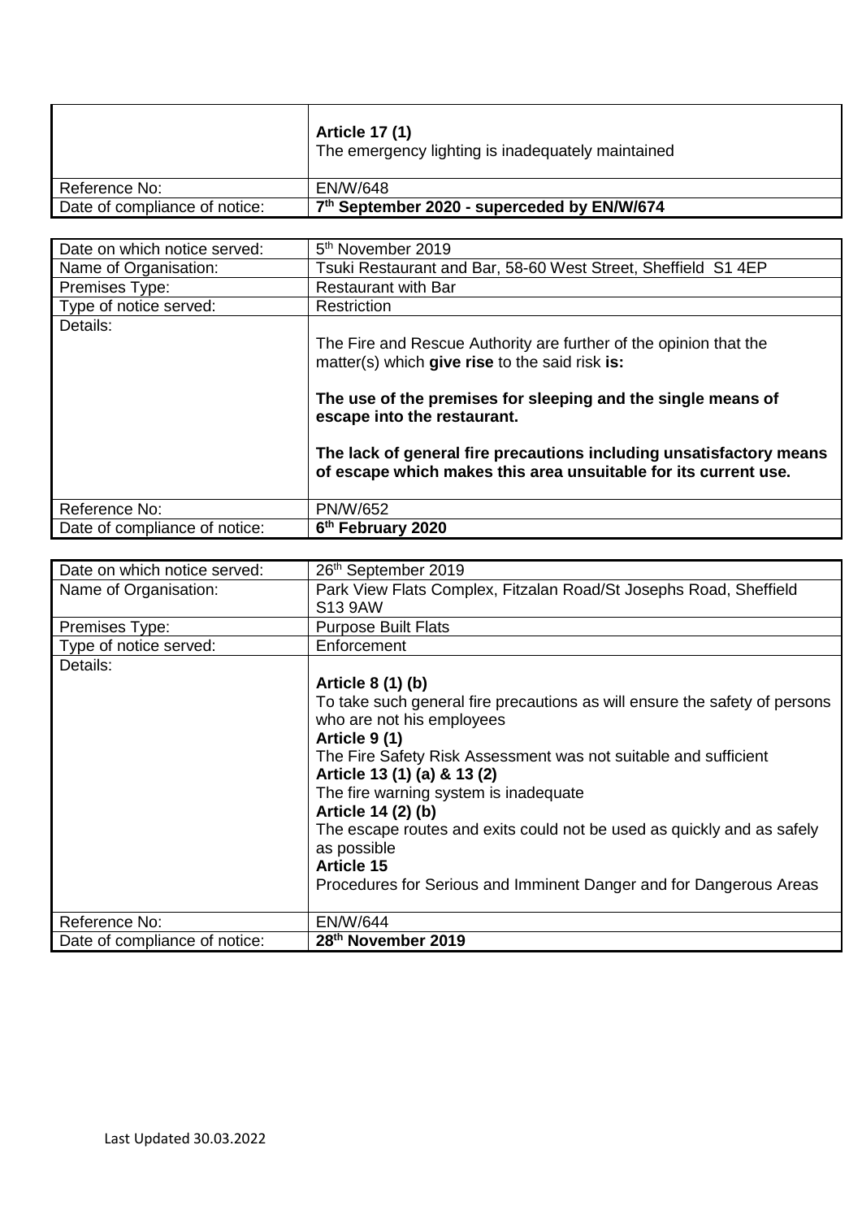| | |
|---|---|
| | **Article 17 (1)**<br>The emergency lighting is inadequately maintained |
| Reference No: | EN/W/648 |
| Date of compliance of notice: | **7th September 2020 - superceded by EN/W/674** |

| | |
|---|---|
| Date on which notice served: | 5th November 2019 |
| Name of Organisation: | Tsuki Restaurant and Bar, 58-60 West Street, Sheffield S1 4EP |
| Premises Type: | Restaurant with Bar |
| Type of notice served: | Restriction |
| Details: | The Fire and Rescue Authority are further of the opinion that the matter(s) which **give rise** to the said risk **is:**<br><br>**The use of the premises for sleeping and the single means of escape into the restaurant.**<br><br>**The lack of general fire precautions including unsatisfactory means of escape which makes this area unsuitable for its current use.** |
| Reference No: | PN/W/652 |
| Date of compliance of notice: | **6th February 2020** |

| | |
|---|---|
| Date on which notice served: | 26th September 2019 |
| Name of Organisation: | Park View Flats Complex, Fitzalan Road/St Josephs Road, Sheffield S13 9AW |
| Premises Type: | Purpose Built Flats |
| Type of notice served: | Enforcement |
| Details: | **Article 8 (1) (b)**<br>To take such general fire precautions as will ensure the safety of persons who are not his employees<br>**Article 9 (1)**<br>The Fire Safety Risk Assessment was not suitable and sufficient<br>**Article 13 (1) (a) & 13 (2)**<br>The fire warning system is inadequate<br>**Article 14 (2) (b)**<br>The escape routes and exits could not be used as quickly and as safely as possible<br>**Article 15**<br>Procedures for Serious and Imminent Danger and for Dangerous Areas |
| Reference No: | EN/W/644 |
| Date of compliance of notice: | **28th November 2019** |

Last Updated 30.03.2022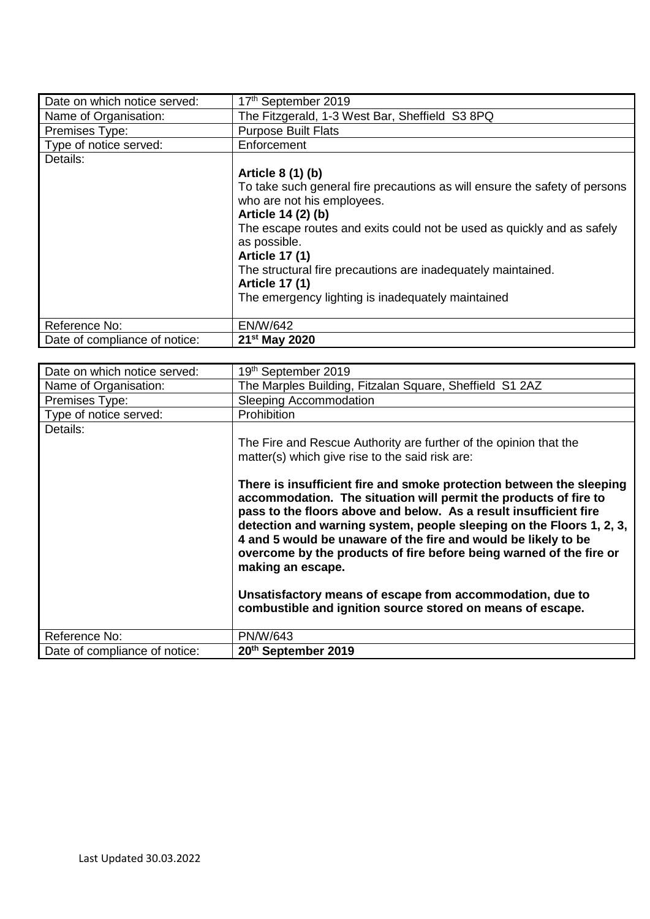| Date on which notice served: | 17th September 2019 |
|---|---|
| Name of Organisation: | The Fitzgerald, 1-3 West Bar, Sheffield S3 8PQ |
| Premises Type: | Purpose Built Flats |
| Type of notice served: | Enforcement |
| Details: | **Article 8 (1) (b)**<br>To take such general fire precautions as will ensure the safety of persons who are not his employees.<br>**Article 14 (2) (b)**<br>The escape routes and exits could not be used as quickly and as safely as possible.<br>**Article 17 (1)**<br>The structural fire precautions are inadequately maintained.<br>**Article 17 (1)**<br>The emergency lighting is inadequately maintained |
| Reference No: | EN/W/642 |
| Date of compliance of notice: | **21st May 2020** |

| Date on which notice served: | 19th September 2019 |
|---|---|
| Name of Organisation: | The Marples Building, Fitzalan Square, Sheffield S1 2AZ |
| Premises Type: | Sleeping Accommodation |
| Type of notice served: | Prohibition |
| Details: | The Fire and Rescue Authority are further of the opinion that the matter(s) which give rise to the said risk are:<br><br>**There is insufficient fire and smoke protection between the sleeping accommodation. The situation will permit the products of fire to pass to the floors above and below. As a result insufficient fire detection and warning system, people sleeping on the Floors 1, 2, 3, 4 and 5 would be unaware of the fire and would be likely to be overcome by the products of fire before being warned of the fire or making an escape.**<br><br>**Unsatisfactory means of escape from accommodation, due to combustible and ignition source stored on means of escape.** |
| Reference No: | PN/W/643 |
| Date of compliance of notice: | **20th September 2019** |

Last Updated 30.03.2022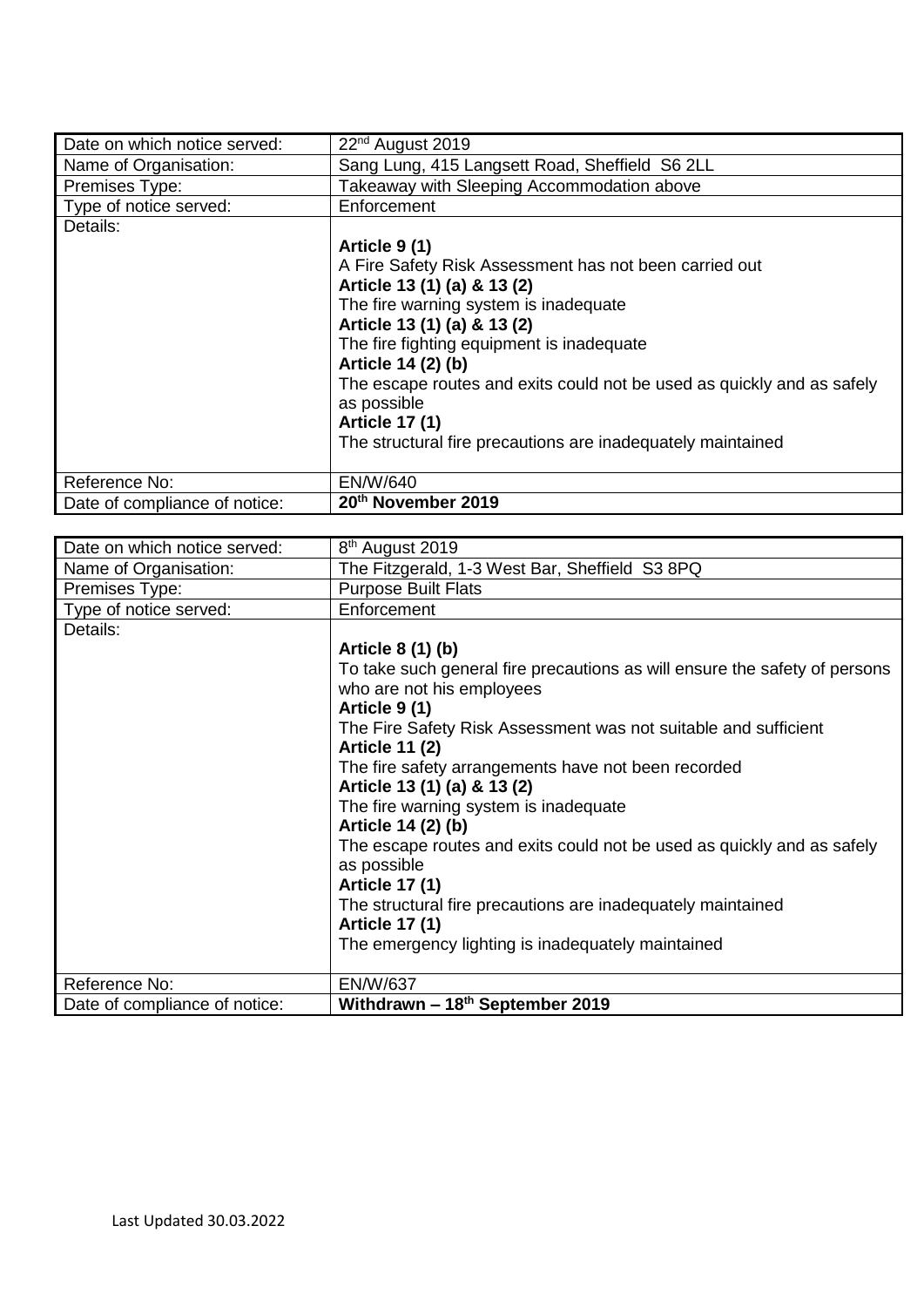| Date on which notice served: | 22nd August 2019 |
|---|---|
| Name of Organisation: | Sang Lung, 415 Langsett Road, Sheffield S6 2LL |
| Premises Type: | Takeaway with Sleeping Accommodation above |
| Type of notice served: | Enforcement |
| Details: | **Article 9 (1)**<br>A Fire Safety Risk Assessment has not been carried out<br>**Article 13 (1) (a) & 13 (2)**<br>The fire warning system is inadequate<br>**Article 13 (1) (a) & 13 (2)**<br>The fire fighting equipment is inadequate<br>**Article 14 (2) (b)**<br>The escape routes and exits could not be used as quickly and as safely as possible<br>**Article 17 (1)**<br>The structural fire precautions are inadequately maintained |
| Reference No: | EN/W/640 |
| Date of compliance of notice: | **20th November 2019** |

| Date on which notice served: | 8th August 2019 |
|---|---|
| Name of Organisation: | The Fitzgerald, 1-3 West Bar, Sheffield S3 8PQ |
| Premises Type: | Purpose Built Flats |
| Type of notice served: | Enforcement |
| Details: | **Article 8 (1) (b)**<br>To take such general fire precautions as will ensure the safety of persons who are not his employees<br>**Article 9 (1)**<br>The Fire Safety Risk Assessment was not suitable and sufficient<br>**Article 11 (2)**<br>The fire safety arrangements have not been recorded<br>**Article 13 (1) (a) & 13 (2)**<br>The fire warning system is inadequate<br>**Article 14 (2) (b)**<br>The escape routes and exits could not be used as quickly and as safely as possible<br>**Article 17 (1)**<br>The structural fire precautions are inadequately maintained<br>**Article 17 (1)**<br>The emergency lighting is inadequately maintained |
| Reference No: | EN/W/637 |
| Date of compliance of notice: | **Withdrawn – 18th September 2019** |

Last Updated 30.03.2022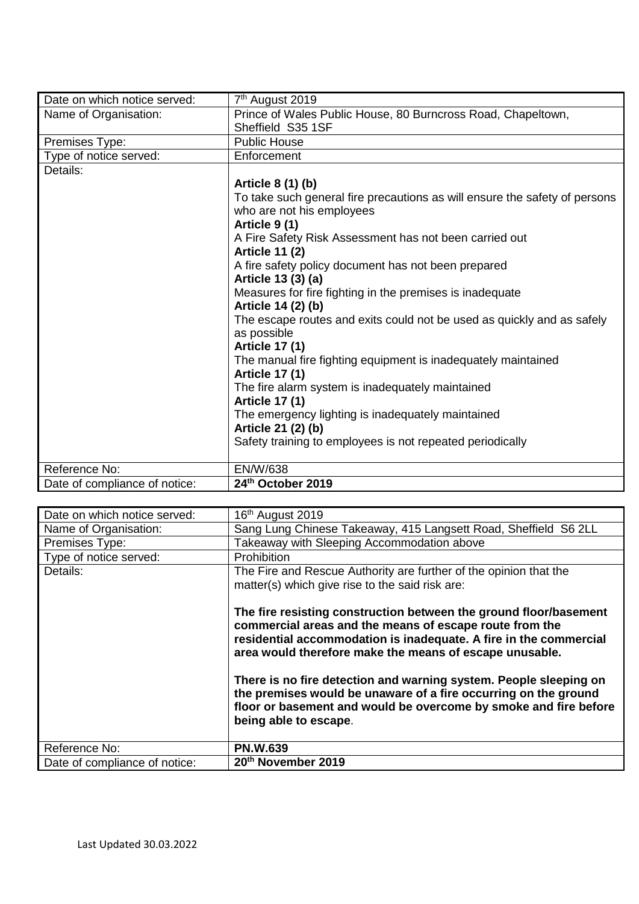| Date on which notice served: | 7th August 2019 |
|---|---|
| Name of Organisation: | Prince of Wales Public House, 80 Burncross Road, Chapeltown, Sheffield S35 1SF |
| Premises Type: | Public House |
| Type of notice served: | Enforcement |
| Details: | **Article 8 (1) (b)**<br>To take such general fire precautions as will ensure the safety of persons who are not his employees<br>**Article 9 (1)**<br>A Fire Safety Risk Assessment has not been carried out<br>**Article 11 (2)**<br>A fire safety policy document has not been prepared<br>**Article 13 (3) (a)**<br>Measures for fire fighting in the premises is inadequate<br>**Article 14 (2) (b)**<br>The escape routes and exits could not be used as quickly and as safely as possible<br>**Article 17 (1)**<br>The manual fire fighting equipment is inadequately maintained<br>**Article 17 (1)**<br>The fire alarm system is inadequately maintained<br>**Article 17 (1)**<br>The emergency lighting is inadequately maintained<br>**Article 21 (2) (b)**<br>Safety training to employees is not repeated periodically |
| Reference No: | EN/W/638 |
| Date of compliance of notice: | **24th October 2019** |

| Date on which notice served: | 16th August 2019 |
|---|---|
| Name of Organisation: | Sang Lung Chinese Takeaway, 415 Langsett Road, Sheffield S6 2LL |
| Premises Type: | Takeaway with Sleeping Accommodation above |
| Type of notice served: | Prohibition |
| Details: | The Fire and Rescue Authority are further of the opinion that the matter(s) which give rise to the said risk are:<br><br>**The fire resisting construction between the ground floor/basement commercial areas and the means of escape route from the residential accommodation is inadequate. A fire in the commercial area would therefore make the means of escape unusable.**<br><br>**There is no fire detection and warning system. People sleeping on the premises would be unaware of a fire occurring on the ground floor or basement and would be overcome by smoke and fire before being able to escape**. |
| Reference No: | **PN.W.639** |
| Date of compliance of notice: | **20th November 2019** |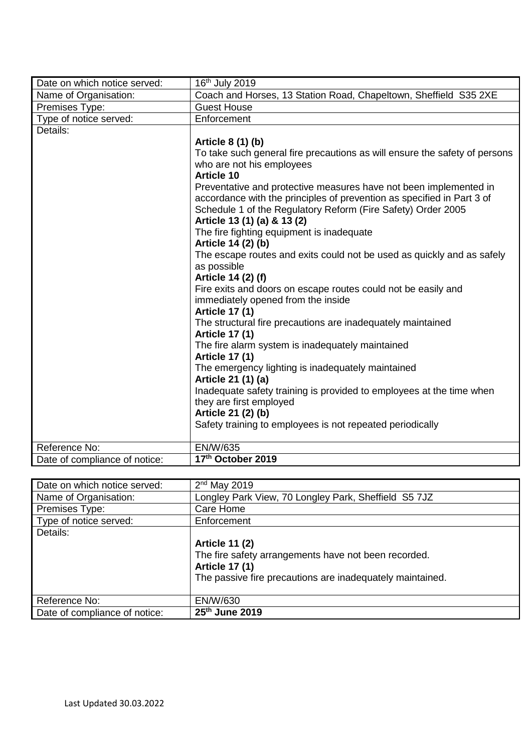| Date on which notice served: | 16th July 2019 |
|---|---|
| Name of Organisation: | Coach and Horses, 13 Station Road, Chapeltown, Sheffield S35 2XE |
| Premises Type: | Guest House |
| Type of notice served: | Enforcement |
| Details: | **Article 8 (1) (b)**<br>To take such general fire precautions as will ensure the safety of persons who are not his employees<br>**Article 10**<br>Preventative and protective measures have not been implemented in accordance with the principles of prevention as specified in Part 3 of Schedule 1 of the Regulatory Reform (Fire Safety) Order 2005<br>**Article 13 (1) (a) & 13 (2)**<br>The fire fighting equipment is inadequate<br>**Article 14 (2) (b)**<br>The escape routes and exits could not be used as quickly and as safely as possible<br>**Article 14 (2) (f)**<br>Fire exits and doors on escape routes could not be easily and immediately opened from the inside<br>**Article 17 (1)**<br>The structural fire precautions are inadequately maintained<br>**Article 17 (1)**<br>The fire alarm system is inadequately maintained<br>**Article 17 (1)**<br>The emergency lighting is inadequately maintained<br>**Article 21 (1) (a)**<br>Inadequate safety training is provided to employees at the time when they are first employed<br>**Article 21 (2) (b)**<br>Safety training to employees is not repeated periodically |
| Reference No: | EN/W/635 |
| Date of compliance of notice: | **17th October 2019** |

| Date on which notice served: | 2nd May 2019 |
|---|---|
| Name of Organisation: | Longley Park View, 70 Longley Park, Sheffield S5 7JZ |
| Premises Type: | Care Home |
| Type of notice served: | Enforcement |
| Details: | **Article 11 (2)**<br>The fire safety arrangements have not been recorded.<br>**Article 17 (1)**<br>The passive fire precautions are inadequately maintained. |
| Reference No: | EN/W/630 |
| Date of compliance of notice: | **25th June 2019** |

Last Updated 30.03.2022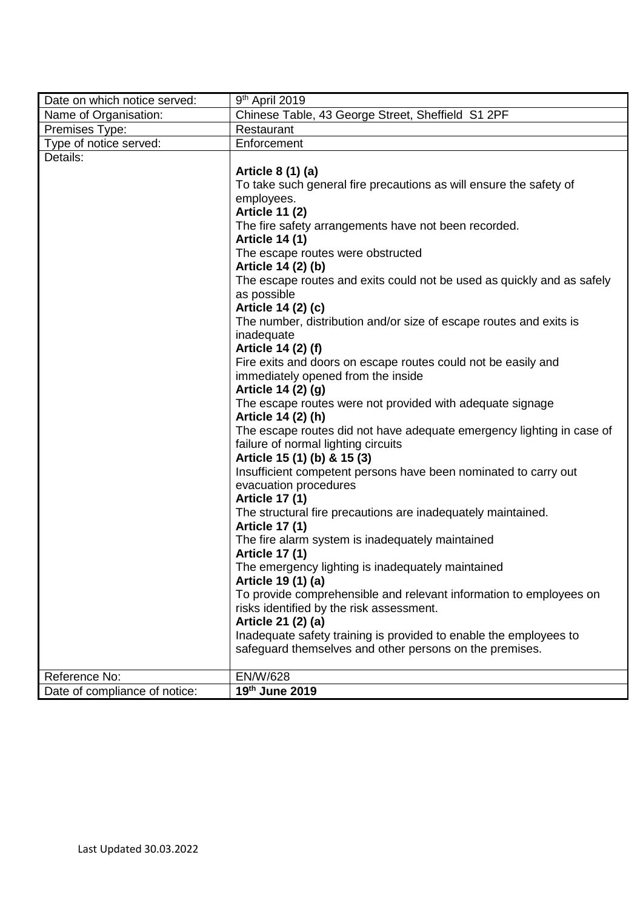| | |
|---|---|
| Date on which notice served: | 9th April 2019 |
| Name of Organisation: | Chinese Table, 43 George Street, Sheffield S1 2PF |
| Premises Type: | Restaurant |
| Type of notice served: | Enforcement |
| Details: | **Article 8 (1) (a)**<br>To take such general fire precautions as will ensure the safety of employees.<br>**Article 11 (2)**<br>The fire safety arrangements have not been recorded.<br>**Article 14 (1)**<br>The escape routes were obstructed<br>**Article 14 (2) (b)**<br>The escape routes and exits could not be used as quickly and as safely as possible<br>**Article 14 (2) (c)**<br>The number, distribution and/or size of escape routes and exits is inadequate<br>**Article 14 (2) (f)**<br>Fire exits and doors on escape routes could not be easily and immediately opened from the inside<br>**Article 14 (2) (g)**<br>The escape routes were not provided with adequate signage<br>**Article 14 (2) (h)**<br>The escape routes did not have adequate emergency lighting in case of failure of normal lighting circuits<br>**Article 15 (1) (b) & 15 (3)**<br>Insufficient competent persons have been nominated to carry out evacuation procedures<br>**Article 17 (1)**<br>The structural fire precautions are inadequately maintained.<br>**Article 17 (1)**<br>The fire alarm system is inadequately maintained<br>**Article 17 (1)**<br>The emergency lighting is inadequately maintained<br>**Article 19 (1) (a)**<br>To provide comprehensible and relevant information to employees on risks identified by the risk assessment.<br>**Article 21 (2) (a)**<br>Inadequate safety training is provided to enable the employees to safeguard themselves and other persons on the premises. |
| Reference No: | EN/W/628 |
| Date of compliance of notice: | **19th June 2019** |

Last Updated 30.03.2022